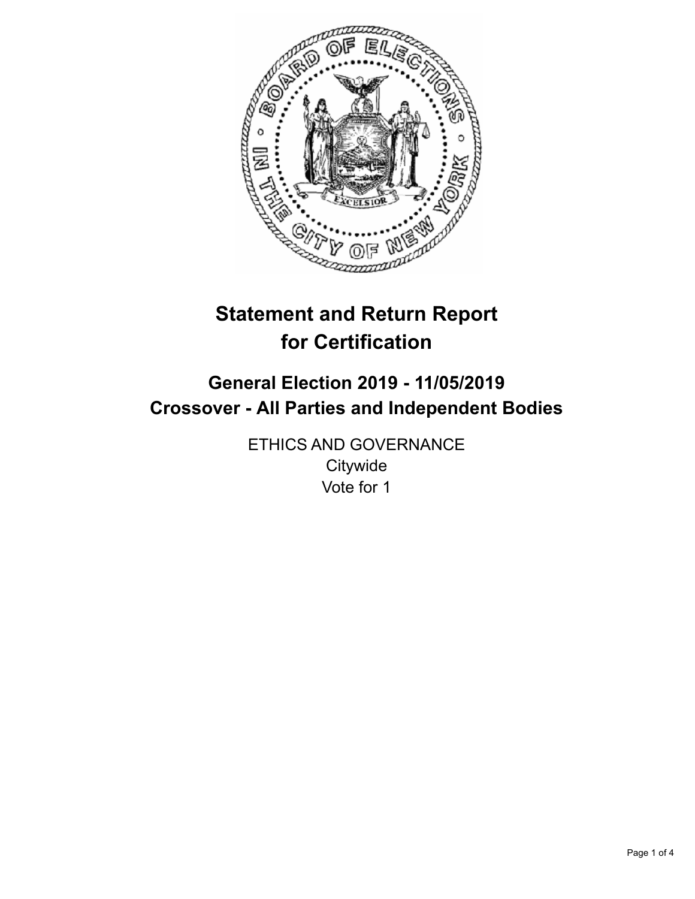# Statement and Return Report for Certification

## General Election 2019 - 11/05/2019
## Crossover - All Parties and Independent Bodies

ETHICS AND GOVERNANCE
Citywide
Vote for 1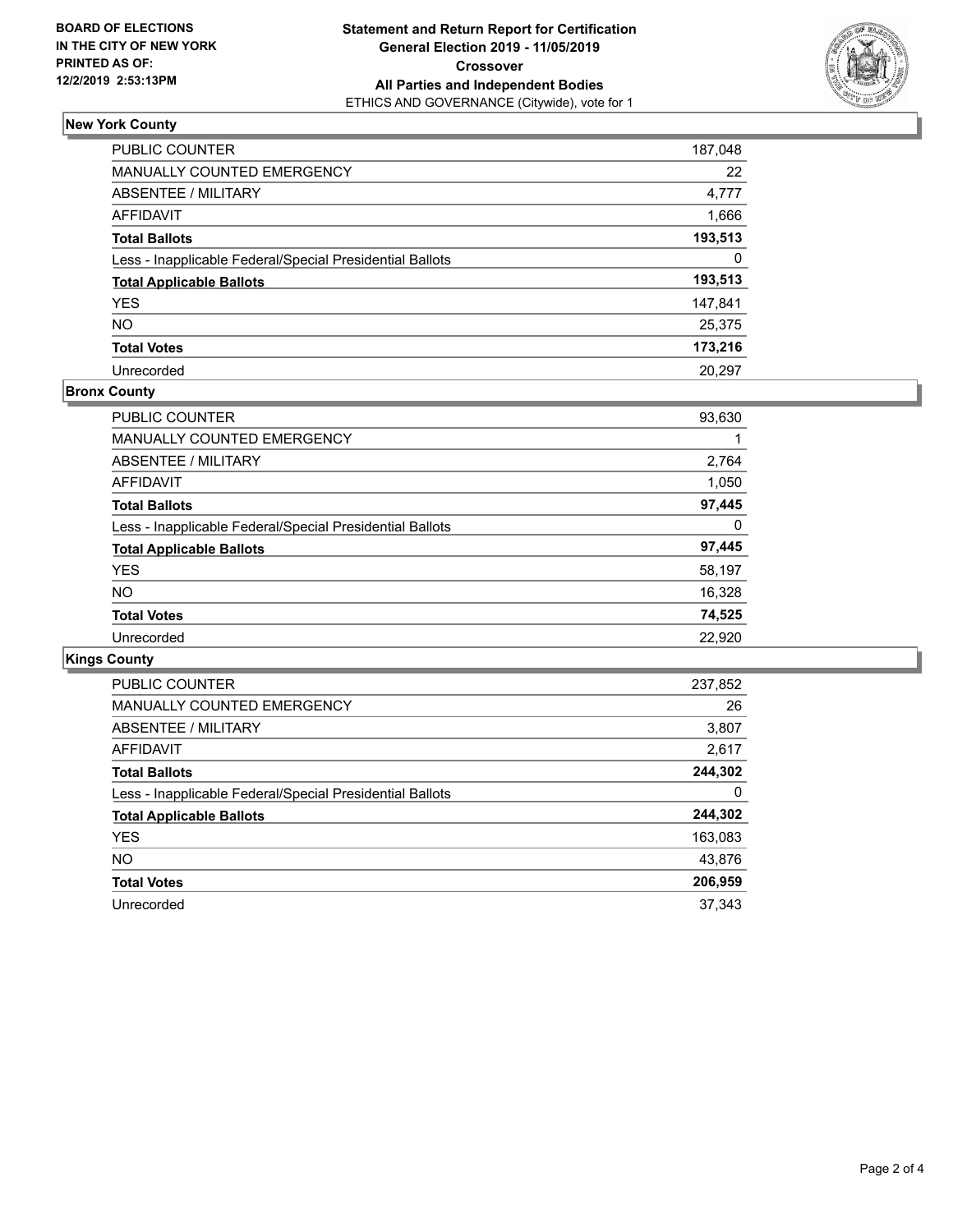**BOARD OF ELECTIONS IN THE CITY OF NEW YORK PRINTED AS OF: 12/2/2019 2:53:13PM**

**Statement and Return Report for Certification General Election 2019 - 11/05/2019 Crossover All Parties and Independent Bodies**
ETHICS AND GOVERNANCE (Citywide), vote for 1

### New York County

| | |
|---|---|
| PUBLIC COUNTER | 187,048 |
| MANUALLY COUNTED EMERGENCY | 22 |
| ABSENTEE / MILITARY | 4,777 |
| AFFIDAVIT | 1,666 |
| **Total Ballots** | **193,513** |
| Less - Inapplicable Federal/Special Presidential Ballots | 0 |
| **Total Applicable Ballots** | **193,513** |
| YES | 147,841 |
| NO | 25,375 |
| **Total Votes** | **173,216** |
| Unrecorded | 20,297 |

### Bronx County

| | |
|---|---|
| PUBLIC COUNTER | 93,630 |
| MANUALLY COUNTED EMERGENCY | 1 |
| ABSENTEE / MILITARY | 2,764 |
| AFFIDAVIT | 1,050 |
| **Total Ballots** | **97,445** |
| Less - Inapplicable Federal/Special Presidential Ballots | 0 |
| **Total Applicable Ballots** | **97,445** |
| YES | 58,197 |
| NO | 16,328 |
| **Total Votes** | **74,525** |
| Unrecorded | 22,920 |

### Kings County

| | |
|---|---|
| PUBLIC COUNTER | 237,852 |
| MANUALLY COUNTED EMERGENCY | 26 |
| ABSENTEE / MILITARY | 3,807 |
| AFFIDAVIT | 2,617 |
| **Total Ballots** | **244,302** |
| Less - Inapplicable Federal/Special Presidential Ballots | 0 |
| **Total Applicable Ballots** | **244,302** |
| YES | 163,083 |
| NO | 43,876 |
| **Total Votes** | **206,959** |
| Unrecorded | 37,343 |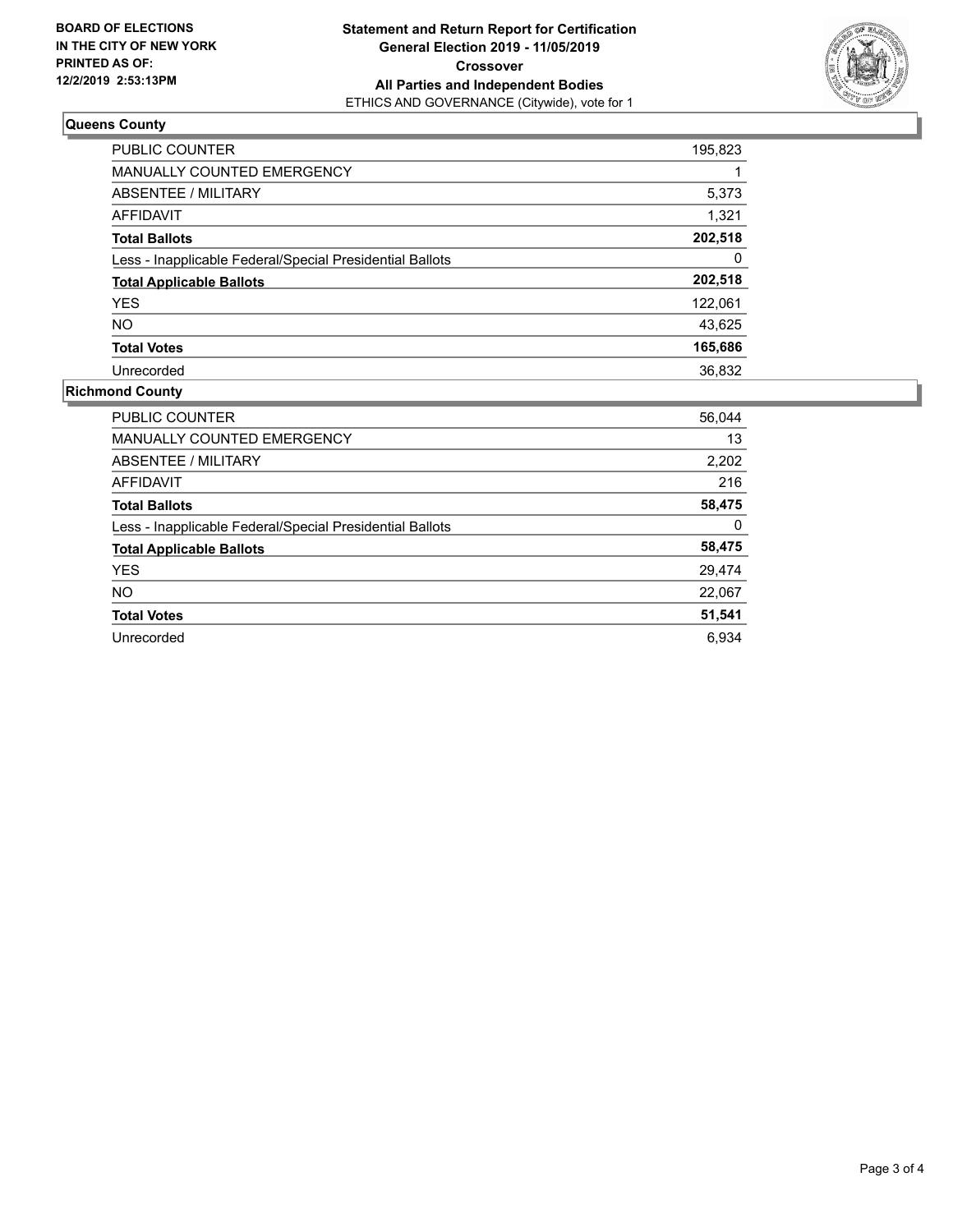**BOARD OF ELECTIONS IN THE CITY OF NEW YORK PRINTED AS OF: 12/2/2019 2:53:13PM**

**Statement and Return Report for Certification General Election 2019 - 11/05/2019 Crossover All Parties and Independent Bodies**

ETHICS AND GOVERNANCE (Citywide), vote for 1

## Queens County

| | |
|---|---|
| PUBLIC COUNTER | 195,823 |
| MANUALLY COUNTED EMERGENCY | 1 |
| ABSENTEE / MILITARY | 5,373 |
| AFFIDAVIT | 1,321 |
| **Total Ballots** | **202,518** |
| Less - Inapplicable Federal/Special Presidential Ballots | 0 |
| **Total Applicable Ballots** | **202,518** |
| YES | 122,061 |
| NO | 43,625 |
| **Total Votes** | **165,686** |
| Unrecorded | 36,832 |

## Richmond County

| | |
|---|---|
| PUBLIC COUNTER | 56,044 |
| MANUALLY COUNTED EMERGENCY | 13 |
| ABSENTEE / MILITARY | 2,202 |
| AFFIDAVIT | 216 |
| **Total Ballots** | **58,475** |
| Less - Inapplicable Federal/Special Presidential Ballots | 0 |
| **Total Applicable Ballots** | **58,475** |
| YES | 29,474 |
| NO | 22,067 |
| **Total Votes** | **51,541** |
| Unrecorded | 6,934 |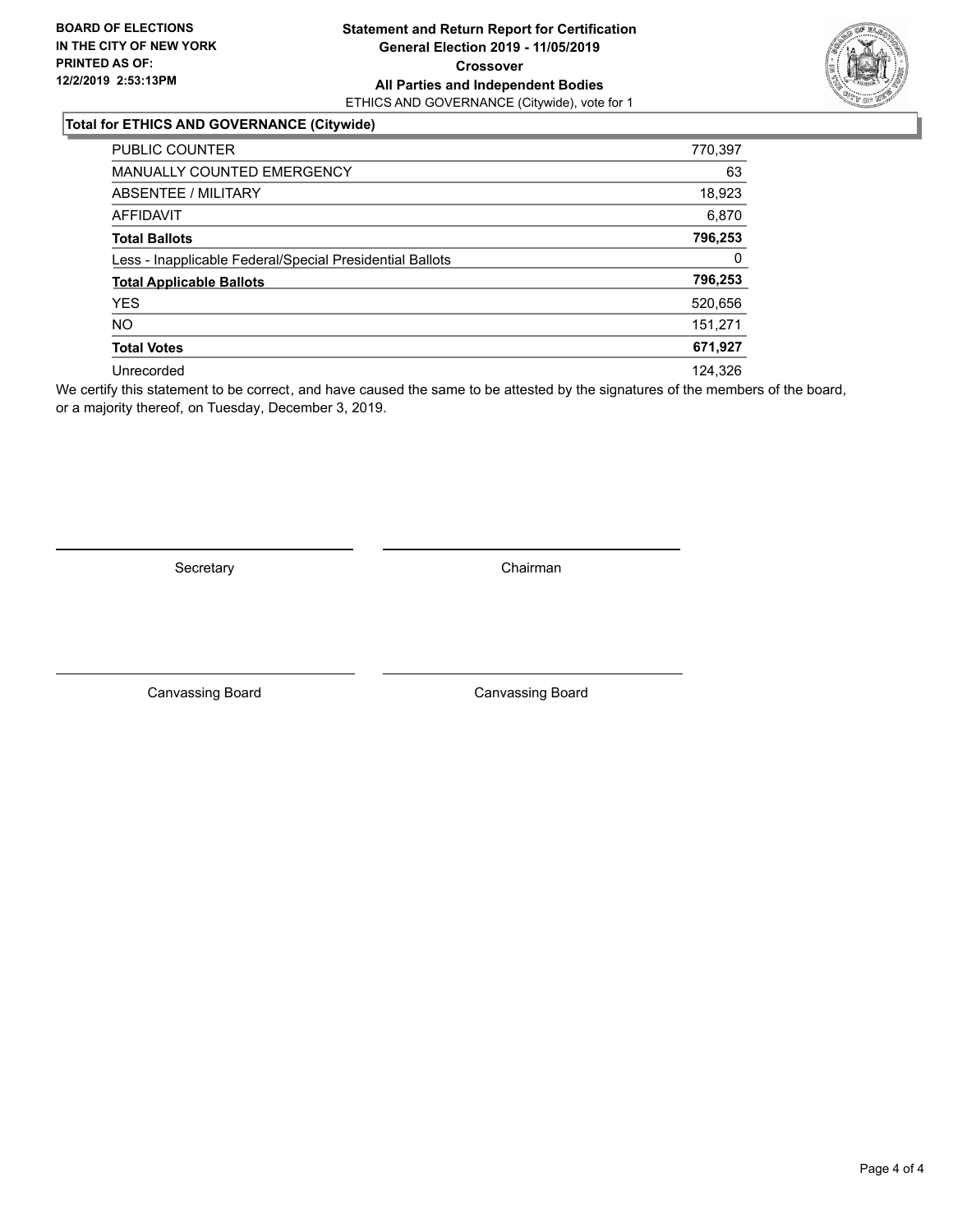**BOARD OF ELECTIONS IN THE CITY OF NEW YORK PRINTED AS OF: 12/2/2019 2:53:13PM**

**Statement and Return Report for Certification**
**General Election 2019 - 11/05/2019**
**Crossover**
**All Parties and Independent Bodies**
ETHICS AND GOVERNANCE (Citywide), vote for 1

### Total for ETHICS AND GOVERNANCE (Citywide)

| | |
|---|---|
| PUBLIC COUNTER | 770,397 |
| MANUALLY COUNTED EMERGENCY | 63 |
| ABSENTEE / MILITARY | 18,923 |
| AFFIDAVIT | 6,870 |
| **Total Ballots** | **796,253** |
| Less - Inapplicable Federal/Special Presidential Ballots | 0 |
| **Total Applicable Ballots** | **796,253** |
| YES | 520,656 |
| NO | 151,271 |
| **Total Votes** | **671,927** |
| Unrecorded | 124,326 |

We certify this statement to be correct, and have caused the same to be attested by the signatures of the members of the board, or a majority thereof, on Tuesday, December 3, 2019.

Secretary

Chairman

Canvassing Board

Canvassing Board